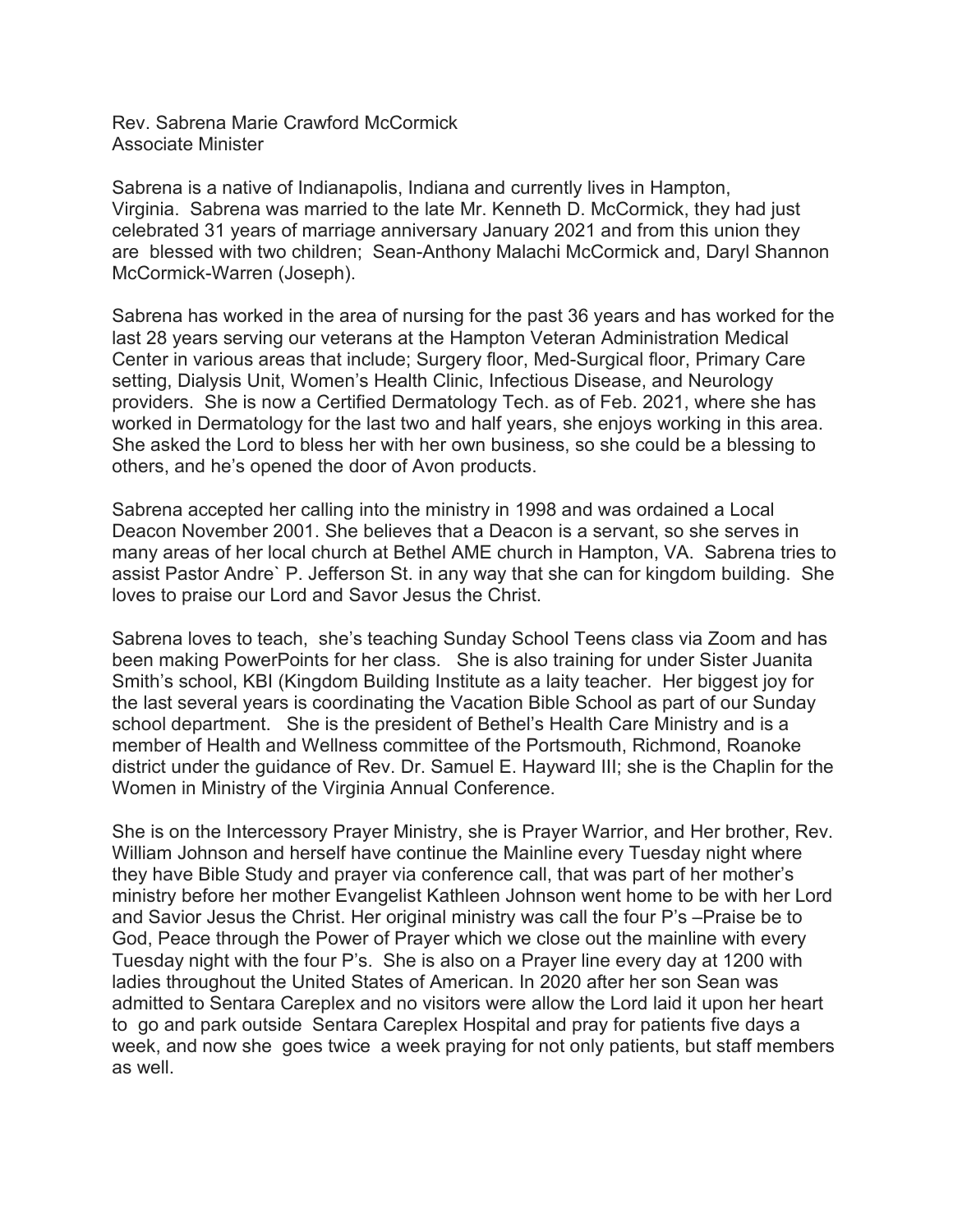Rev. Sabrena Marie Crawford McCormick
Associate Minister

Sabrena is a native of Indianapolis, Indiana and currently lives in Hampton, Virginia. Sabrena was married to the late Mr. Kenneth D. McCormick, they had just celebrated 31 years of marriage anniversary January 2021 and from this union they are blessed with two children; Sean-Anthony Malachi McCormick and, Daryl Shannon McCormick-Warren (Joseph).

Sabrena has worked in the area of nursing for the past 36 years and has worked for the last 28 years serving our veterans at the Hampton Veteran Administration Medical Center in various areas that include; Surgery floor, Med-Surgical floor, Primary Care setting, Dialysis Unit, Women's Health Clinic, Infectious Disease, and Neurology providers. She is now a Certified Dermatology Tech. as of Feb. 2021, where she has worked in Dermatology for the last two and half years, she enjoys working in this area. She asked the Lord to bless her with her own business, so she could be a blessing to others, and he's opened the door of Avon products.

Sabrena accepted her calling into the ministry in 1998 and was ordained a Local Deacon November 2001. She believes that a Deacon is a servant, so she serves in many areas of her local church at Bethel AME church in Hampton, VA. Sabrena tries to assist Pastor Andre` P. Jefferson St. in any way that she can for kingdom building. She loves to praise our Lord and Savor Jesus the Christ.

Sabrena loves to teach, she's teaching Sunday School Teens class via Zoom and has been making PowerPoints for her class. She is also training for under Sister Juanita Smith's school, KBI (Kingdom Building Institute as a laity teacher. Her biggest joy for the last several years is coordinating the Vacation Bible School as part of our Sunday school department. She is the president of Bethel's Health Care Ministry and is a member of Health and Wellness committee of the Portsmouth, Richmond, Roanoke district under the guidance of Rev. Dr. Samuel E. Hayward III; she is the Chaplin for the Women in Ministry of the Virginia Annual Conference.

She is on the Intercessory Prayer Ministry, she is Prayer Warrior, and Her brother, Rev. William Johnson and herself have continue the Mainline every Tuesday night where they have Bible Study and prayer via conference call, that was part of her mother's ministry before her mother Evangelist Kathleen Johnson went home to be with her Lord and Savior Jesus the Christ. Her original ministry was call the four P's –Praise be to God, Peace through the Power of Prayer which we close out the mainline with every Tuesday night with the four P's. She is also on a Prayer line every day at 1200 with ladies throughout the United States of American. In 2020 after her son Sean was admitted to Sentara Careplex and no visitors were allow the Lord laid it upon her heart to go and park outside Sentara Careplex Hospital and pray for patients five days a week, and now she goes twice a week praying for not only patients, but staff members as well.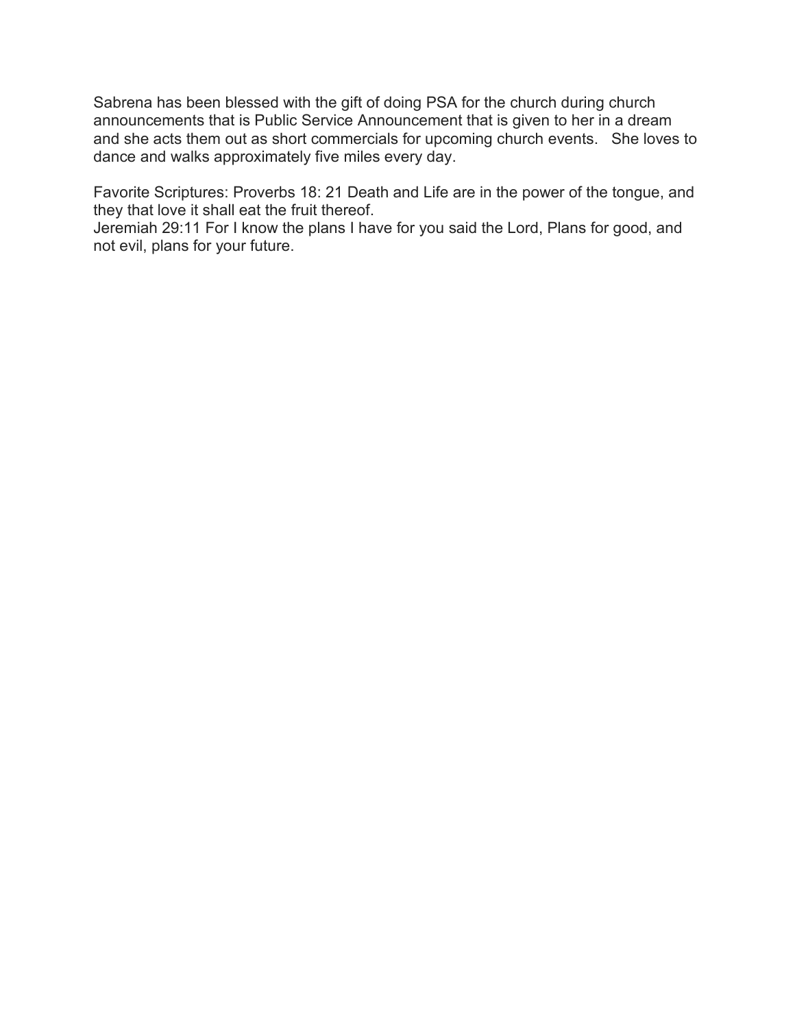Sabrena has been blessed with the gift of doing PSA for the church during church announcements that is Public Service Announcement that is given to her in a dream and she acts them out as short commercials for upcoming church events.   She loves to dance and walks approximately five miles every day.

Favorite Scriptures: Proverbs 18: 21 Death and Life are in the power of the tongue, and they that love it shall eat the fruit thereof.
Jeremiah 29:11 For I know the plans I have for you said the Lord, Plans for good, and not evil, plans for your future.